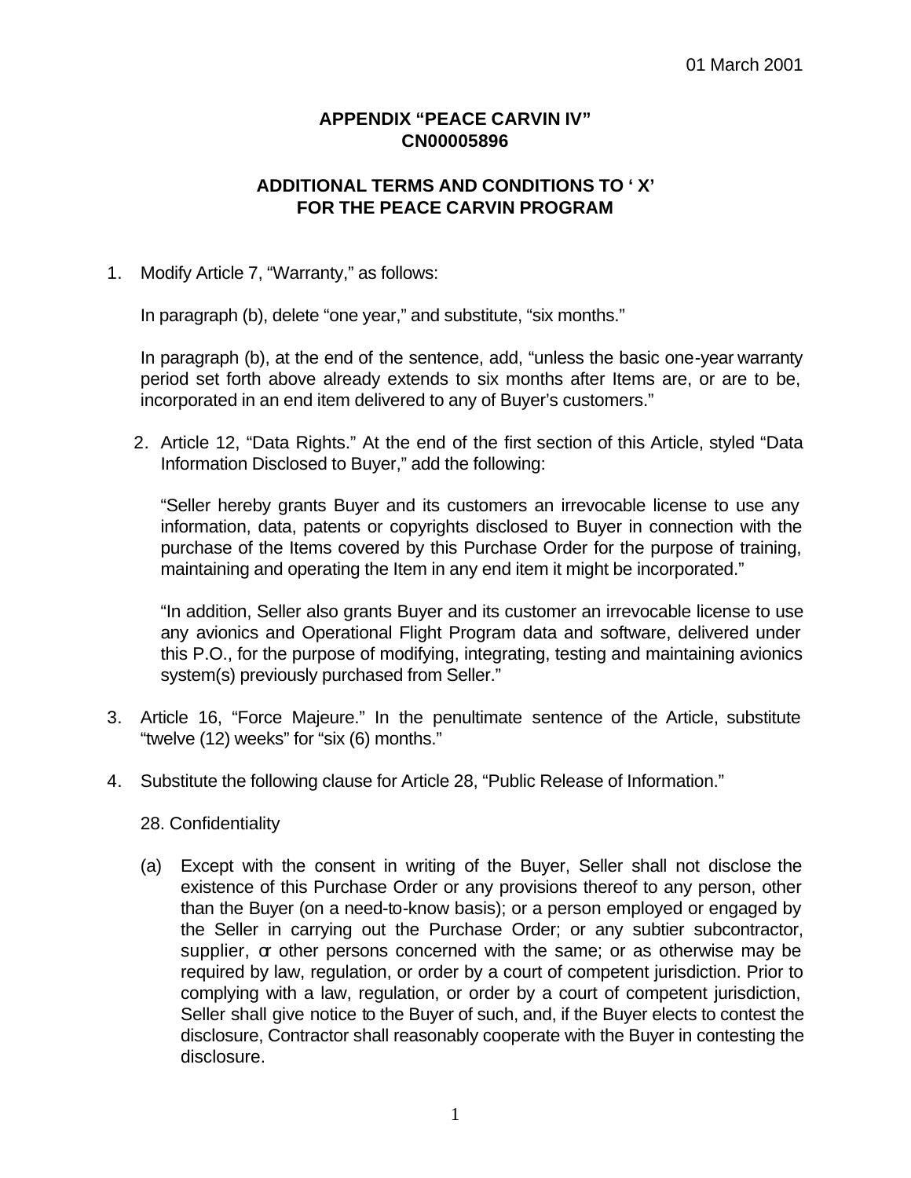01 March 2001

**APPENDIX "PEACE CARVIN IV"**
**CN00005896**

**ADDITIONAL TERMS AND CONDITIONS TO ' X' FOR THE PEACE CARVIN PROGRAM**

1. Modify Article 7, "Warranty," as follows:

   In paragraph (b), delete "one year," and substitute, "six months."

   In paragraph (b), at the end of the sentence, add, "unless the basic one-year warranty period set forth above already extends to six months after Items are, or are to be, incorporated in an end item delivered to any of Buyer's customers."

2. Article 12, "Data Rights." At the end of the first section of this Article, styled "Data Information Disclosed to Buyer," add the following:

   "Seller hereby grants Buyer and its customers an irrevocable license to use any information, data, patents or copyrights disclosed to Buyer in connection with the purchase of the Items covered by this Purchase Order for the purpose of training, maintaining and operating the Item in any end item it might be incorporated."

   "In addition, Seller also grants Buyer and its customer an irrevocable license to use any avionics and Operational Flight Program data and software, delivered under this P.O., for the purpose of modifying, integrating, testing and maintaining avionics system(s) previously purchased from Seller."

3. Article 16, "Force Majeure." In the penultimate sentence of the Article, substitute "twelve (12) weeks" for "six (6) months."

4. Substitute the following clause for Article 28, "Public Release of Information."

   28. Confidentiality

   (a) Except with the consent in writing of the Buyer, Seller shall not disclose the existence of this Purchase Order or any provisions thereof to any person, other than the Buyer (on a need-to-know basis); or a person employed or engaged by the Seller in carrying out the Purchase Order; or any subtier subcontractor, supplier, or other persons concerned with the same; or as otherwise may be required by law, regulation, or order by a court of competent jurisdiction. Prior to complying with a law, regulation, or order by a court of competent jurisdiction, Seller shall give notice to the Buyer of such, and, if the Buyer elects to contest the disclosure, Contractor shall reasonably cooperate with the Buyer in contesting the disclosure.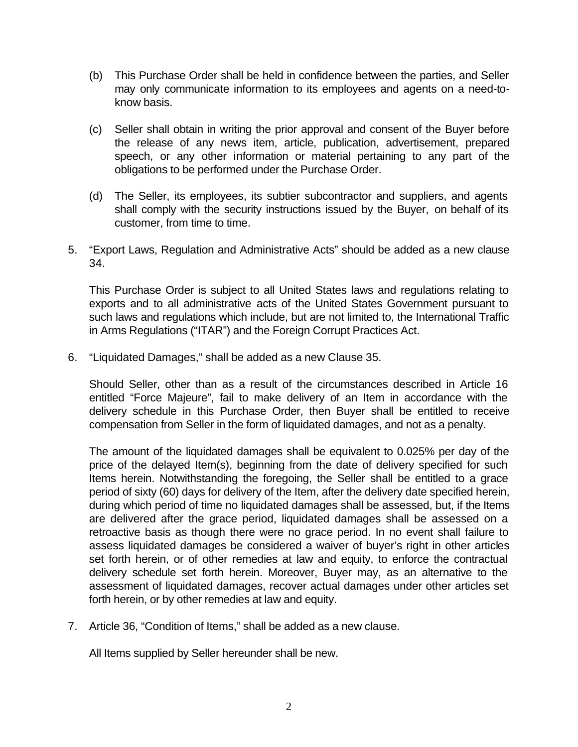(b) This Purchase Order shall be held in confidence between the parties, and Seller may only communicate information to its employees and agents on a need-to-know basis.

(c) Seller shall obtain in writing the prior approval and consent of the Buyer before the release of any news item, article, publication, advertisement, prepared speech, or any other information or material pertaining to any part of the obligations to be performed under the Purchase Order.

(d) The Seller, its employees, its subtier subcontractor and suppliers, and agents shall comply with the security instructions issued by the Buyer, on behalf of its customer, from time to time.

5. “Export Laws, Regulation and Administrative Acts” should be added as a new clause 34.

   This Purchase Order is subject to all United States laws and regulations relating to exports and to all administrative acts of the United States Government pursuant to such laws and regulations which include, but are not limited to, the International Traffic in Arms Regulations (“ITAR”) and the Foreign Corrupt Practices Act.

6. “Liquidated Damages,” shall be added as a new Clause 35.

   Should Seller, other than as a result of the circumstances described in Article 16 entitled “Force Majeure”, fail to make delivery of an Item in accordance with the delivery schedule in this Purchase Order, then Buyer shall be entitled to receive compensation from Seller in the form of liquidated damages, and not as a penalty.

   The amount of the liquidated damages shall be equivalent to 0.025% per day of the price of the delayed Item(s), beginning from the date of delivery specified for such Items herein. Notwithstanding the foregoing, the Seller shall be entitled to a grace period of sixty (60) days for delivery of the Item, after the delivery date specified herein, during which period of time no liquidated damages shall be assessed, but, if the Items are delivered after the grace period, liquidated damages shall be assessed on a retroactive basis as though there were no grace period. In no event shall failure to assess liquidated damages be considered a waiver of buyer’s right in other articles set forth herein, or of other remedies at law and equity, to enforce the contractual delivery schedule set forth herein. Moreover, Buyer may, as an alternative to the assessment of liquidated damages, recover actual damages under other articles set forth herein, or by other remedies at law and equity.

7. Article 36, “Condition of Items,” shall be added as a new clause.

   All Items supplied by Seller hereunder shall be new.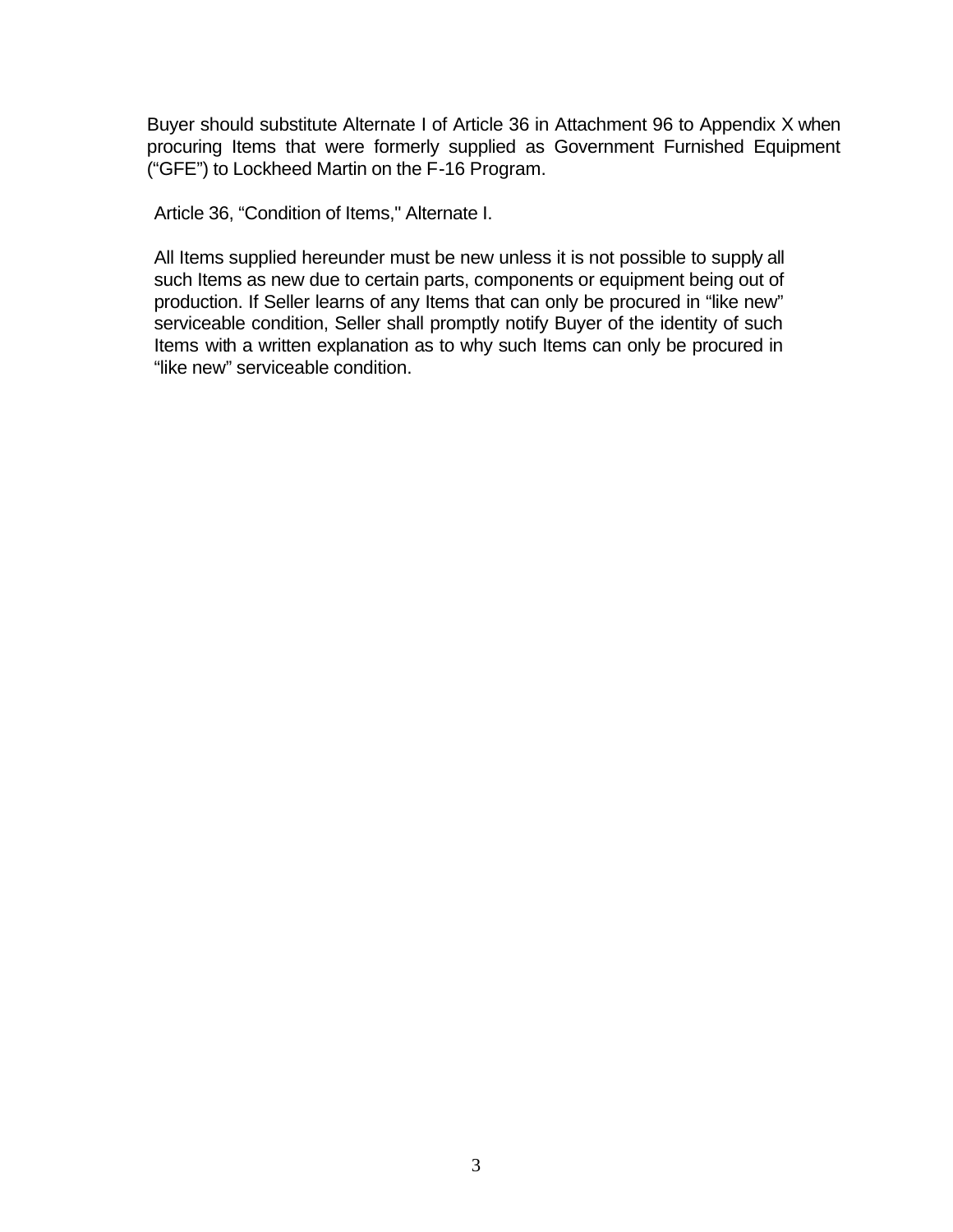Buyer should substitute Alternate I of Article 36 in Attachment 96 to Appendix X when procuring Items that were formerly supplied as Government Furnished Equipment ("GFE") to Lockheed Martin on the F-16 Program.

Article 36, "Condition of Items," Alternate I.

All Items supplied hereunder must be new unless it is not possible to supply all such Items as new due to certain parts, components or equipment being out of production. If Seller learns of any Items that can only be procured in "like new" serviceable condition, Seller shall promptly notify Buyer of the identity of such Items with a written explanation as to why such Items can only be procured in "like new" serviceable condition.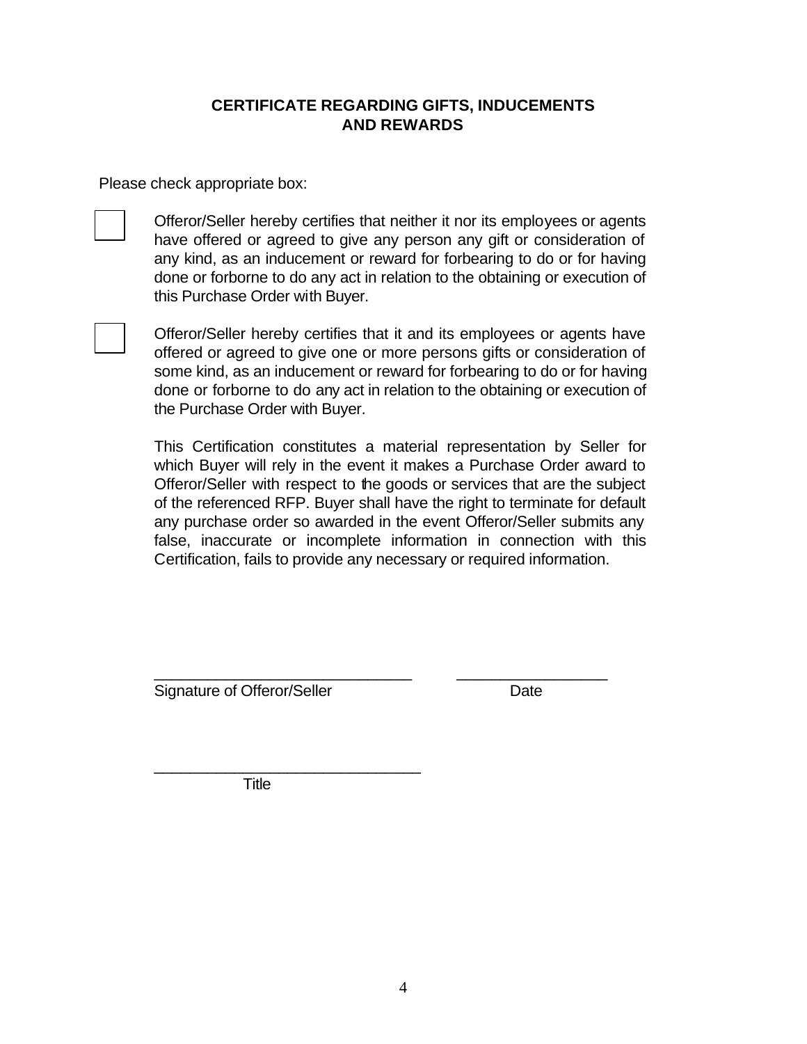# CERTIFICATE REGARDING GIFTS, INDUCEMENTS AND REWARDS

Please check appropriate box:

☐ Offeror/Seller hereby certifies that neither it nor its employees or agents have offered or agreed to give any person any gift or consideration of any kind, as an inducement or reward for forbearing to do or for having done or forborne to do any act in relation to the obtaining or execution of this Purchase Order with Buyer.

☐ Offeror/Seller hereby certifies that it and its employees or agents have offered or agreed to give one or more persons gifts or consideration of some kind, as an inducement or reward for forbearing to do or for having done or forborne to do any act in relation to the obtaining or execution of the Purchase Order with Buyer.

This Certification constitutes a material representation by Seller for which Buyer will rely in the event it makes a Purchase Order award to Offeror/Seller with respect to the goods or services that are the subject of the referenced RFP. Buyer shall have the right to terminate for default any purchase order so awarded in the event Offeror/Seller submits any false, inaccurate or incomplete information in connection with this Certification, fails to provide any necessary or required information.

______________________________ ________________

Signature of Offeror/Seller Date

______________________________

Title